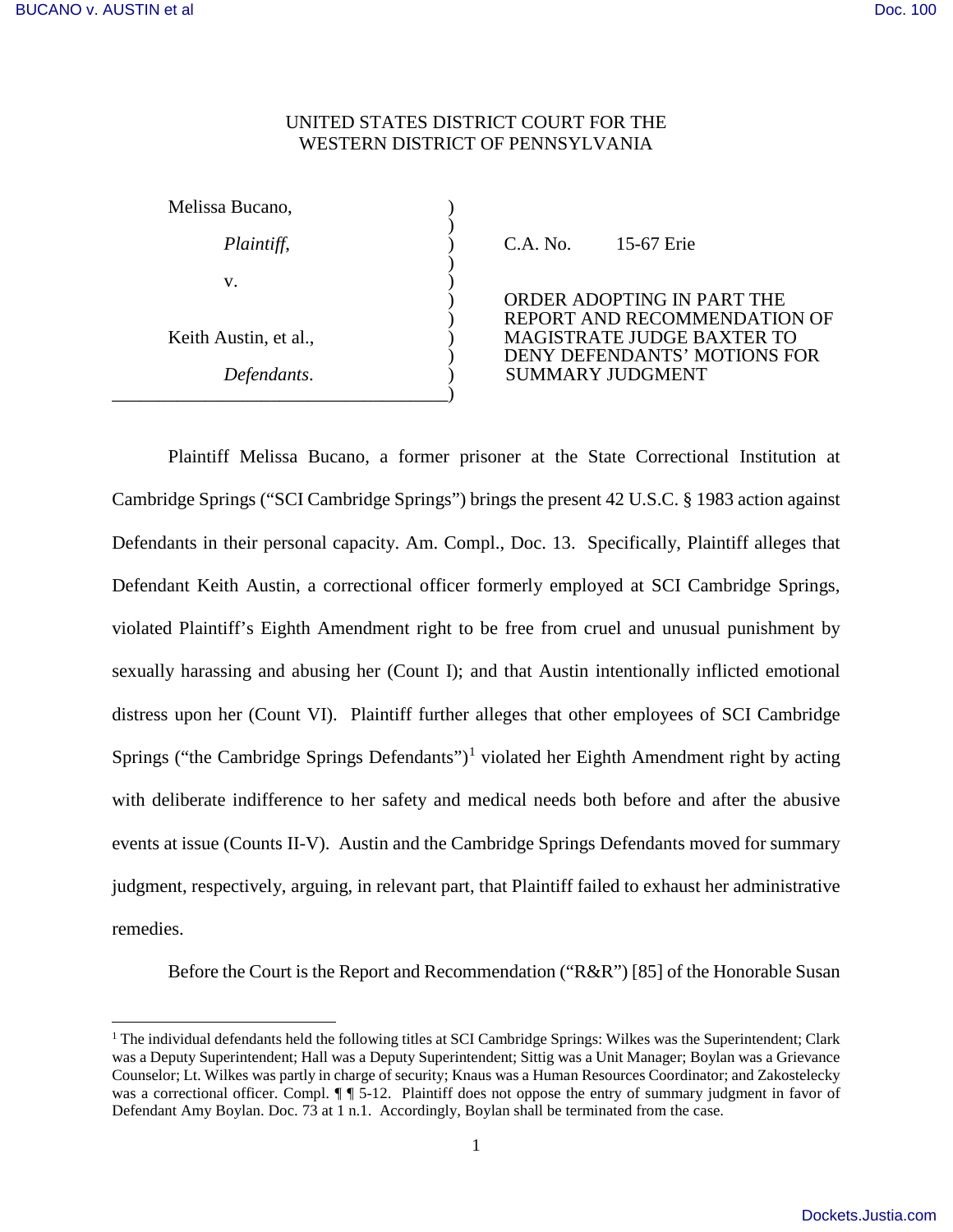UNITED STATES DISTRICT COURT FOR THE
WESTERN DISTRICT OF PENNSYLVANIA

| | | |
|---|---|---|
| Melissa Bucano, *Plaintiff*, v. Keith Austin, et al., *Defendants*. | ) | C.A. No. 15-67 Erie<br><br>ORDER ADOPTING IN PART THE REPORT AND RECOMMENDATION OF MAGISTRATE JUDGE BAXTER TO DENY DEFENDANTS' MOTIONS FOR SUMMARY JUDGMENT |

Plaintiff Melissa Bucano, a former prisoner at the State Correctional Institution at Cambridge Springs ("SCI Cambridge Springs") brings the present 42 U.S.C. § 1983 action against Defendants in their personal capacity. Am. Compl., Doc. 13. Specifically, Plaintiff alleges that Defendant Keith Austin, a correctional officer formerly employed at SCI Cambridge Springs, violated Plaintiff's Eighth Amendment right to be free from cruel and unusual punishment by sexually harassing and abusing her (Count I); and that Austin intentionally inflicted emotional distress upon her (Count VI). Plaintiff further alleges that other employees of SCI Cambridge Springs ("the Cambridge Springs Defendants")[1] violated her Eighth Amendment right by acting with deliberate indifference to her safety and medical needs both before and after the abusive events at issue (Counts II-V). Austin and the Cambridge Springs Defendants moved for summary judgment, respectively, arguing, in relevant part, that Plaintiff failed to exhaust her administrative remedies.

Before the Court is the Report and Recommendation ("R&R") [85] of the Honorable Susan

---

[1] The individual defendants held the following titles at SCI Cambridge Springs: Wilkes was the Superintendent; Clark was a Deputy Superintendent; Hall was a Deputy Superintendent; Sittig was a Unit Manager; Boylan was a Grievance Counselor; Lt. Wilkes was partly in charge of security; Knaus was a Human Resources Coordinator; and Zakostelecky was a correctional officer. Compl. ¶ ¶ 5-12. Plaintiff does not oppose the entry of summary judgment in favor of Defendant Amy Boylan. Doc. 73 at 1 n.1. Accordingly, Boylan shall be terminated from the case.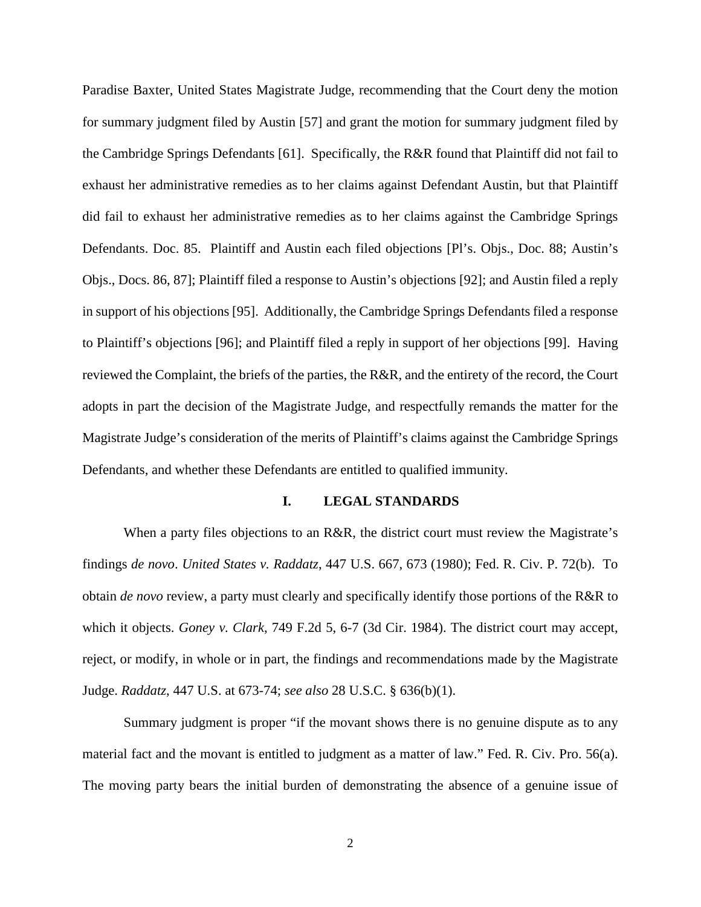Paradise Baxter, United States Magistrate Judge, recommending that the Court deny the motion for summary judgment filed by Austin [57] and grant the motion for summary judgment filed by the Cambridge Springs Defendants [61]. Specifically, the R&R found that Plaintiff did not fail to exhaust her administrative remedies as to her claims against Defendant Austin, but that Plaintiff did fail to exhaust her administrative remedies as to her claims against the Cambridge Springs Defendants. Doc. 85. Plaintiff and Austin each filed objections [Pl's. Objs., Doc. 88; Austin's Objs., Docs. 86, 87]; Plaintiff filed a response to Austin's objections [92]; and Austin filed a reply in support of his objections [95]. Additionally, the Cambridge Springs Defendants filed a response to Plaintiff's objections [96]; and Plaintiff filed a reply in support of her objections [99]. Having reviewed the Complaint, the briefs of the parties, the R&R, and the entirety of the record, the Court adopts in part the decision of the Magistrate Judge, and respectfully remands the matter for the Magistrate Judge's consideration of the merits of Plaintiff's claims against the Cambridge Springs Defendants, and whether these Defendants are entitled to qualified immunity.

## I. LEGAL STANDARDS

When a party files objections to an R&R, the district court must review the Magistrate's findings *de novo*. *United States v. Raddatz*, 447 U.S. 667, 673 (1980); Fed. R. Civ. P. 72(b). To obtain *de novo* review, a party must clearly and specifically identify those portions of the R&R to which it objects. *Goney v. Clark*, 749 F.2d 5, 6-7 (3d Cir. 1984). The district court may accept, reject, or modify, in whole or in part, the findings and recommendations made by the Magistrate Judge. *Raddatz*, 447 U.S. at 673-74; *see also* 28 U.S.C. § 636(b)(1).

Summary judgment is proper "if the movant shows there is no genuine dispute as to any material fact and the movant is entitled to judgment as a matter of law." Fed. R. Civ. Pro. 56(a). The moving party bears the initial burden of demonstrating the absence of a genuine issue of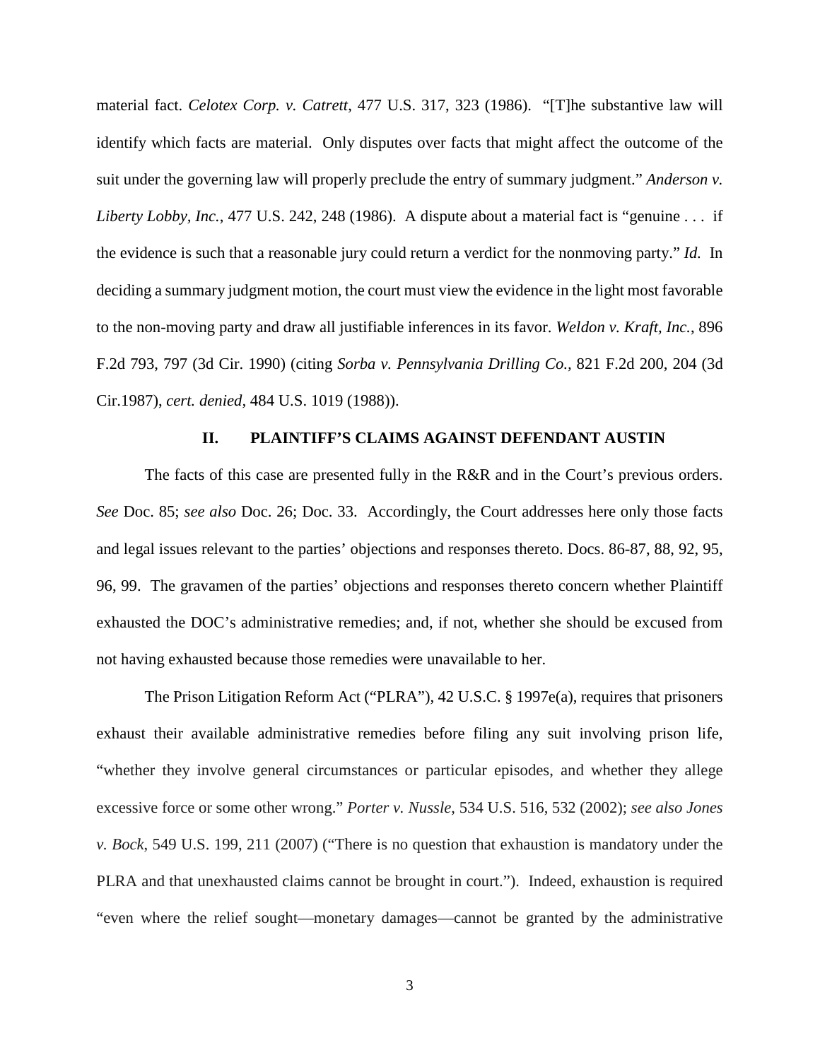material fact. *Celotex Corp. v. Catrett*, 477 U.S. 317, 323 (1986). "[T]he substantive law will identify which facts are material. Only disputes over facts that might affect the outcome of the suit under the governing law will properly preclude the entry of summary judgment." *Anderson v. Liberty Lobby, Inc.*, 477 U.S. 242, 248 (1986). A dispute about a material fact is "genuine . . . if the evidence is such that a reasonable jury could return a verdict for the nonmoving party." *Id.* In deciding a summary judgment motion, the court must view the evidence in the light most favorable to the non-moving party and draw all justifiable inferences in its favor. *Weldon v. Kraft, Inc.*, 896 F.2d 793, 797 (3d Cir. 1990) (citing *Sorba v. Pennsylvania Drilling Co.,* 821 F.2d 200, 204 (3d Cir.1987), *cert. denied,* 484 U.S. 1019 (1988)).

## II. PLAINTIFF'S CLAIMS AGAINST DEFENDANT AUSTIN

The facts of this case are presented fully in the R&R and in the Court's previous orders. *See* Doc. 85; *see also* Doc. 26; Doc. 33. Accordingly, the Court addresses here only those facts and legal issues relevant to the parties' objections and responses thereto. Docs. 86-87, 88, 92, 95, 96, 99. The gravamen of the parties' objections and responses thereto concern whether Plaintiff exhausted the DOC's administrative remedies; and, if not, whether she should be excused from not having exhausted because those remedies were unavailable to her.

The Prison Litigation Reform Act ("PLRA"), 42 U.S.C. § 1997e(a), requires that prisoners exhaust their available administrative remedies before filing any suit involving prison life, "whether they involve general circumstances or particular episodes, and whether they allege excessive force or some other wrong." *Porter v. Nussle*, 534 U.S. 516, 532 (2002); *see also Jones v. Bock*, 549 U.S. 199, 211 (2007) ("There is no question that exhaustion is mandatory under the PLRA and that unexhausted claims cannot be brought in court."). Indeed, exhaustion is required "even where the relief sought—monetary damages—cannot be granted by the administrative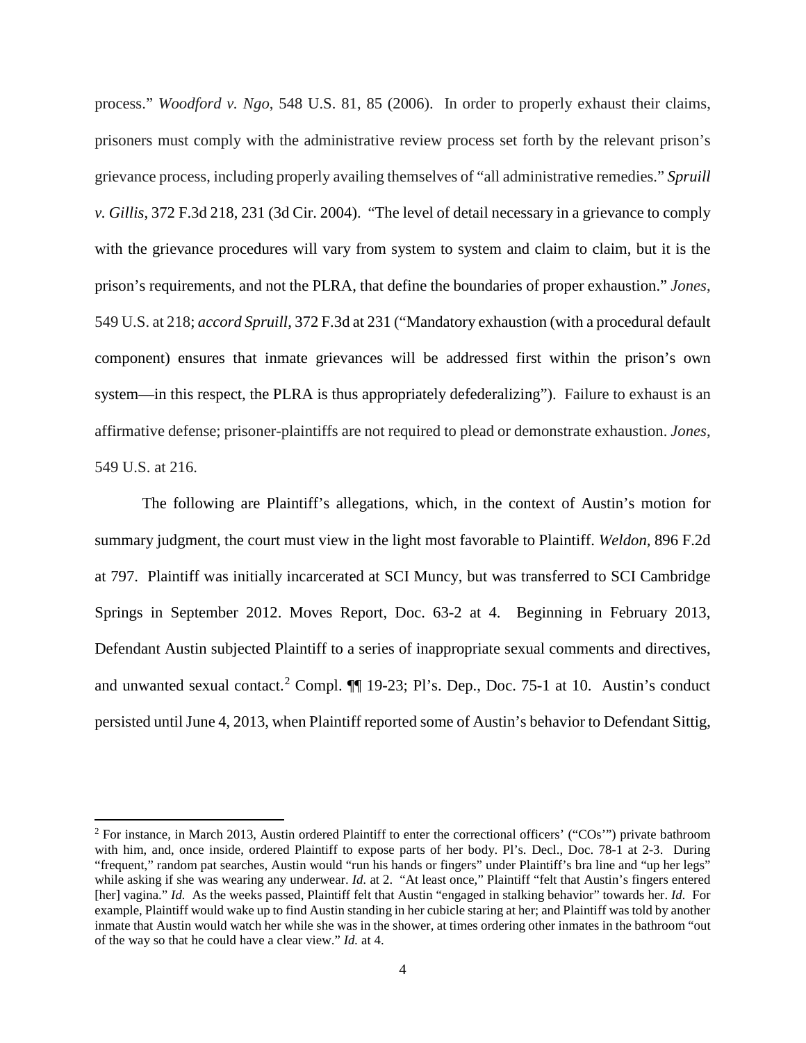process." *Woodford v. Ngo*, 548 U.S. 81, 85 (2006). In order to properly exhaust their claims, prisoners must comply with the administrative review process set forth by the relevant prison's grievance process, including properly availing themselves of "all administrative remedies." *Spruill v. Gillis*, 372 F.3d 218, 231 (3d Cir. 2004). "The level of detail necessary in a grievance to comply with the grievance procedures will vary from system to system and claim to claim, but it is the prison's requirements, and not the PLRA, that define the boundaries of proper exhaustion." *Jones*, 549 U.S. at 218; *accord Spruill*, 372 F.3d at 231 ("Mandatory exhaustion (with a procedural default component) ensures that inmate grievances will be addressed first within the prison's own system—in this respect, the PLRA is thus appropriately defederalizing"). Failure to exhaust is an affirmative defense; prisoner-plaintiffs are not required to plead or demonstrate exhaustion. *Jones*, 549 U.S. at 216.

The following are Plaintiff's allegations, which, in the context of Austin's motion for summary judgment, the court must view in the light most favorable to Plaintiff. *Weldon*, 896 F.2d at 797. Plaintiff was initially incarcerated at SCI Muncy, but was transferred to SCI Cambridge Springs in September 2012. Moves Report, Doc. 63-2 at 4. Beginning in February 2013, Defendant Austin subjected Plaintiff to a series of inappropriate sexual comments and directives, and unwanted sexual contact.[2] Compl. ¶¶ 19-23; Pl's. Dep., Doc. 75-1 at 10. Austin's conduct persisted until June 4, 2013, when Plaintiff reported some of Austin's behavior to Defendant Sittig,

[2] For instance, in March 2013, Austin ordered Plaintiff to enter the correctional officers' ("COs'") private bathroom with him, and, once inside, ordered Plaintiff to expose parts of her body. Pl's. Decl., Doc. 78-1 at 2-3. During "frequent," random pat searches, Austin would "run his hands or fingers" under Plaintiff's bra line and "up her legs" while asking if she was wearing any underwear. *Id.* at 2. "At least once," Plaintiff "felt that Austin's fingers entered [her] vagina." *Id.* As the weeks passed, Plaintiff felt that Austin "engaged in stalking behavior" towards her. *Id.* For example, Plaintiff would wake up to find Austin standing in her cubicle staring at her; and Plaintiff was told by another inmate that Austin would watch her while she was in the shower, at times ordering other inmates in the bathroom "out of the way so that he could have a clear view." *Id.* at 4.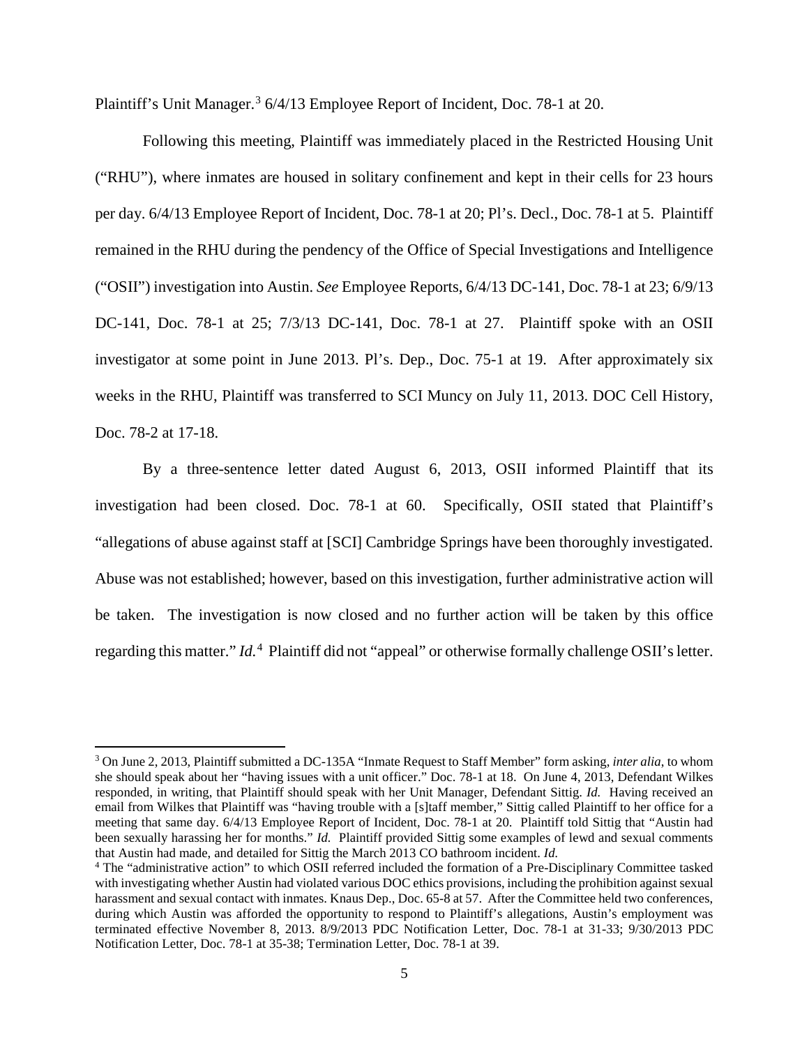Plaintiff's Unit Manager.[3] 6/4/13 Employee Report of Incident, Doc. 78-1 at 20.

Following this meeting, Plaintiff was immediately placed in the Restricted Housing Unit ("RHU"), where inmates are housed in solitary confinement and kept in their cells for 23 hours per day. 6/4/13 Employee Report of Incident, Doc. 78-1 at 20; Pl's. Decl., Doc. 78-1 at 5. Plaintiff remained in the RHU during the pendency of the Office of Special Investigations and Intelligence ("OSII") investigation into Austin. *See* Employee Reports, 6/4/13 DC-141, Doc. 78-1 at 23; 6/9/13 DC-141, Doc. 78-1 at 25; 7/3/13 DC-141, Doc. 78-1 at 27. Plaintiff spoke with an OSII investigator at some point in June 2013. Pl's. Dep., Doc. 75-1 at 19. After approximately six weeks in the RHU, Plaintiff was transferred to SCI Muncy on July 11, 2013. DOC Cell History, Doc. 78-2 at 17-18.

By a three-sentence letter dated August 6, 2013, OSII informed Plaintiff that its investigation had been closed. Doc. 78-1 at 60. Specifically, OSII stated that Plaintiff's "allegations of abuse against staff at [SCI] Cambridge Springs have been thoroughly investigated. Abuse was not established; however, based on this investigation, further administrative action will be taken. The investigation is now closed and no further action will be taken by this office regarding this matter." *Id.*[4] Plaintiff did not "appeal" or otherwise formally challenge OSII's letter.

---

[3] On June 2, 2013, Plaintiff submitted a DC-135A "Inmate Request to Staff Member" form asking, *inter alia*, to whom she should speak about her "having issues with a unit officer." Doc. 78-1 at 18. On June 4, 2013, Defendant Wilkes responded, in writing, that Plaintiff should speak with her Unit Manager, Defendant Sittig. *Id.* Having received an email from Wilkes that Plaintiff was "having trouble with a [s]taff member," Sittig called Plaintiff to her office for a meeting that same day. 6/4/13 Employee Report of Incident, Doc. 78-1 at 20. Plaintiff told Sittig that "Austin had been sexually harassing her for months." *Id.* Plaintiff provided Sittig some examples of lewd and sexual comments that Austin had made, and detailed for Sittig the March 2013 CO bathroom incident. *Id.*

[4] The "administrative action" to which OSII referred included the formation of a Pre-Disciplinary Committee tasked with investigating whether Austin had violated various DOC ethics provisions, including the prohibition against sexual harassment and sexual contact with inmates. Knaus Dep., Doc. 65-8 at 57. After the Committee held two conferences, during which Austin was afforded the opportunity to respond to Plaintiff's allegations, Austin's employment was terminated effective November 8, 2013. 8/9/2013 PDC Notification Letter, Doc. 78-1 at 31-33; 9/30/2013 PDC Notification Letter, Doc. 78-1 at 35-38; Termination Letter, Doc. 78-1 at 39.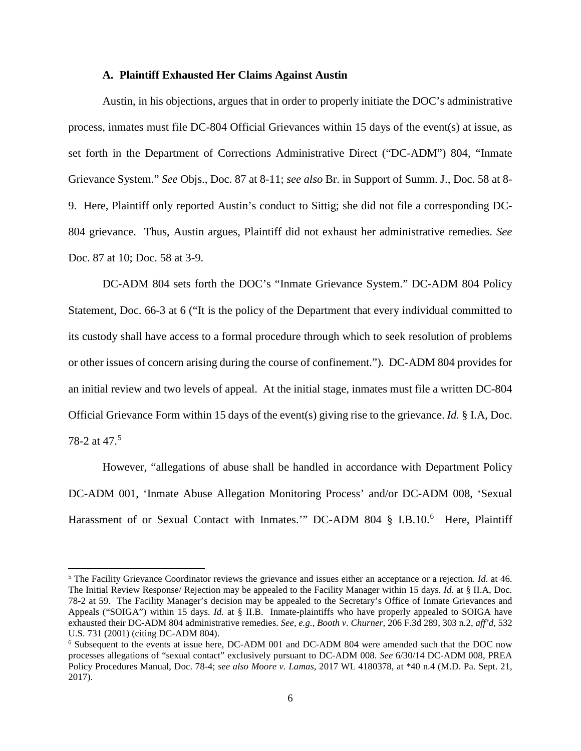### A. Plaintiff Exhausted Her Claims Against Austin

Austin, in his objections, argues that in order to properly initiate the DOC's administrative process, inmates must file DC-804 Official Grievances within 15 days of the event(s) at issue, as set forth in the Department of Corrections Administrative Direct ("DC-ADM") 804, "Inmate Grievance System." *See* Objs., Doc. 87 at 8-11; *see also* Br. in Support of Summ. J., Doc. 58 at 8-9. Here, Plaintiff only reported Austin's conduct to Sittig; she did not file a corresponding DC-804 grievance. Thus, Austin argues, Plaintiff did not exhaust her administrative remedies. *See* Doc. 87 at 10; Doc. 58 at 3-9.

DC-ADM 804 sets forth the DOC's "Inmate Grievance System." DC-ADM 804 Policy Statement, Doc. 66-3 at 6 ("It is the policy of the Department that every individual committed to its custody shall have access to a formal procedure through which to seek resolution of problems or other issues of concern arising during the course of confinement."). DC-ADM 804 provides for an initial review and two levels of appeal. At the initial stage, inmates must file a written DC-804 Official Grievance Form within 15 days of the event(s) giving rise to the grievance. *Id.* § I.A, Doc. 78-2 at 47.[5]

However, "allegations of abuse shall be handled in accordance with Department Policy DC-ADM 001, 'Inmate Abuse Allegation Monitoring Process' and/or DC-ADM 008, 'Sexual Harassment of or Sexual Contact with Inmates.'" DC-ADM 804 § I.B.10.[6] Here, Plaintiff

---

[5] The Facility Grievance Coordinator reviews the grievance and issues either an acceptance or a rejection. *Id.* at 46. The Initial Review Response/ Rejection may be appealed to the Facility Manager within 15 days. *Id.* at § II.A, Doc. 78-2 at 59. The Facility Manager's decision may be appealed to the Secretary's Office of Inmate Grievances and Appeals ("SOIGA") within 15 days. *Id.* at § II.B. Inmate-plaintiffs who have properly appealed to SOIGA have exhausted their DC-ADM 804 administrative remedies. *See, e.g.*, *Booth v. Churner*, 206 F.3d 289, 303 n.2, *aff'd*, 532 U.S. 731 (2001) (citing DC-ADM 804).

[6] Subsequent to the events at issue here, DC-ADM 001 and DC-ADM 804 were amended such that the DOC now processes allegations of "sexual contact" exclusively pursuant to DC-ADM 008. *See* 6/30/14 DC-ADM 008, PREA Policy Procedures Manual, Doc. 78-4; *see also Moore v. Lamas*, 2017 WL 4180378, at *40 n.4 (M.D. Pa. Sept. 21, 2017).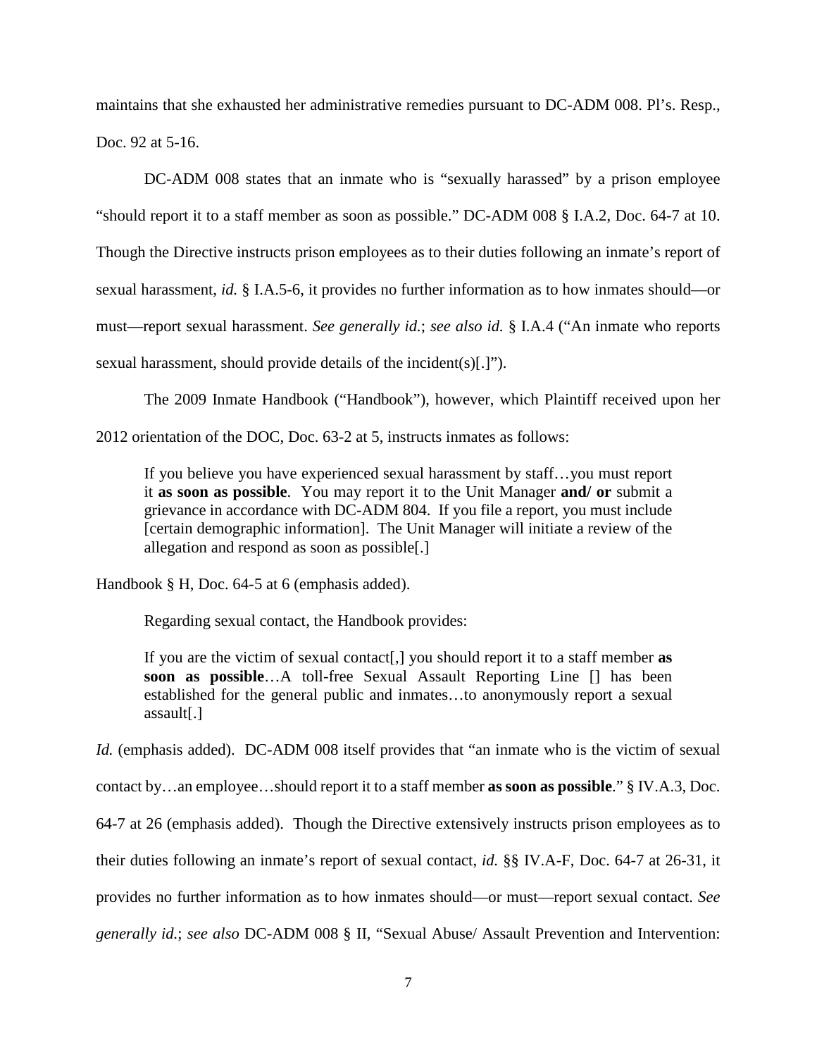maintains that she exhausted her administrative remedies pursuant to DC-ADM 008. Pl's. Resp., Doc. 92 at 5-16.

DC-ADM 008 states that an inmate who is "sexually harassed" by a prison employee "should report it to a staff member as soon as possible." DC-ADM 008 § I.A.2, Doc. 64-7 at 10. Though the Directive instructs prison employees as to their duties following an inmate's report of sexual harassment, *id.* § I.A.5-6, it provides no further information as to how inmates should—or must—report sexual harassment. *See generally id.*; *see also id.* § I.A.4 ("An inmate who reports sexual harassment, should provide details of the incident(s)[.]").

The 2009 Inmate Handbook ("Handbook"), however, which Plaintiff received upon her 2012 orientation of the DOC, Doc. 63-2 at 5, instructs inmates as follows:

> If you believe you have experienced sexual harassment by staff…you must report it **as soon as possible**. You may report it to the Unit Manager **and/ or** submit a grievance in accordance with DC-ADM 804. If you file a report, you must include [certain demographic information]. The Unit Manager will initiate a review of the allegation and respond as soon as possible[.]

Handbook § H, Doc. 64-5 at 6 (emphasis added).

Regarding sexual contact, the Handbook provides:

> If you are the victim of sexual contact[,] you should report it to a staff member **as soon as possible**…A toll-free Sexual Assault Reporting Line [] has been established for the general public and inmates…to anonymously report a sexual assault[.]

*Id.* (emphasis added). DC-ADM 008 itself provides that "an inmate who is the victim of sexual contact by…an employee…should report it to a staff member **as soon as possible**." § IV.A.3, Doc. 64-7 at 26 (emphasis added). Though the Directive extensively instructs prison employees as to their duties following an inmate's report of sexual contact, *id.* §§ IV.A-F, Doc. 64-7 at 26-31, it provides no further information as to how inmates should—or must—report sexual contact. *See generally id.*; *see also* DC-ADM 008 § II, "Sexual Abuse/ Assault Prevention and Intervention: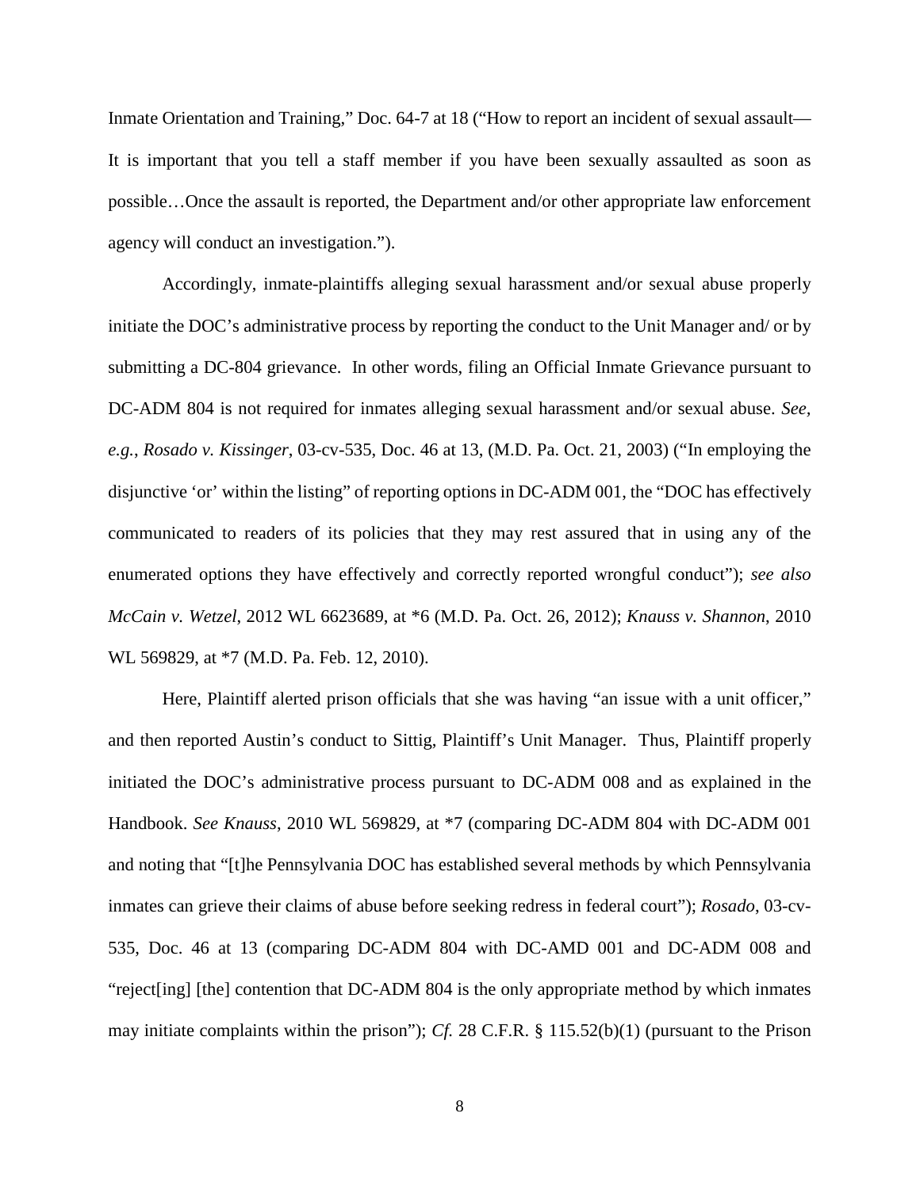Inmate Orientation and Training," Doc. 64-7 at 18 ("How to report an incident of sexual assault—It is important that you tell a staff member if you have been sexually assaulted as soon as possible…Once the assault is reported, the Department and/or other appropriate law enforcement agency will conduct an investigation.").

Accordingly, inmate-plaintiffs alleging sexual harassment and/or sexual abuse properly initiate the DOC's administrative process by reporting the conduct to the Unit Manager and/ or by submitting a DC-804 grievance. In other words, filing an Official Inmate Grievance pursuant to DC-ADM 804 is not required for inmates alleging sexual harassment and/or sexual abuse. *See, e.g.*, *Rosado v. Kissinger*, 03-cv-535, Doc. 46 at 13, (M.D. Pa. Oct. 21, 2003) ("In employing the disjunctive 'or' within the listing" of reporting options in DC-ADM 001, the "DOC has effectively communicated to readers of its policies that they may rest assured that in using any of the enumerated options they have effectively and correctly reported wrongful conduct"); *see also McCain v. Wetzel*, 2012 WL 6623689, at *6 (M.D. Pa. Oct. 26, 2012); *Knauss v. Shannon*, 2010 WL 569829, at *7 (M.D. Pa. Feb. 12, 2010).

Here, Plaintiff alerted prison officials that she was having "an issue with a unit officer," and then reported Austin's conduct to Sittig, Plaintiff's Unit Manager. Thus, Plaintiff properly initiated the DOC's administrative process pursuant to DC-ADM 008 and as explained in the Handbook. *See Knauss*, 2010 WL 569829, at *7 (comparing DC-ADM 804 with DC-ADM 001 and noting that "[t]he Pennsylvania DOC has established several methods by which Pennsylvania inmates can grieve their claims of abuse before seeking redress in federal court"); *Rosado*, 03-cv-535, Doc. 46 at 13 (comparing DC-ADM 804 with DC-AMD 001 and DC-ADM 008 and "reject[ing] [the] contention that DC-ADM 804 is the only appropriate method by which inmates may initiate complaints within the prison"); *Cf.* 28 C.F.R. § 115.52(b)(1) (pursuant to the Prison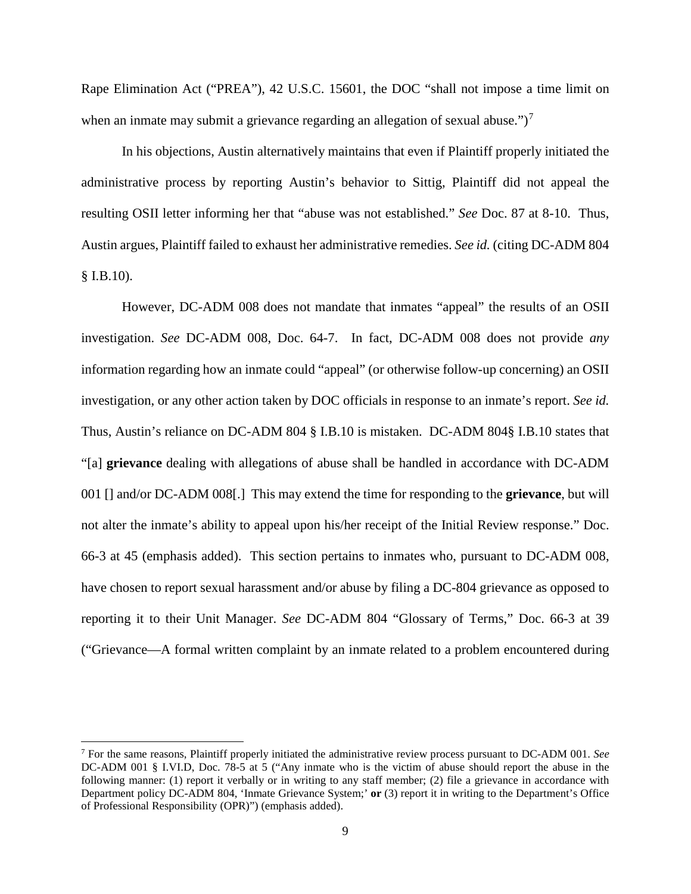Rape Elimination Act ("PREA"), 42 U.S.C. 15601, the DOC "shall not impose a time limit on when an inmate may submit a grievance regarding an allegation of sexual abuse.")[7]

In his objections, Austin alternatively maintains that even if Plaintiff properly initiated the administrative process by reporting Austin's behavior to Sittig, Plaintiff did not appeal the resulting OSII letter informing her that "abuse was not established." *See* Doc. 87 at 8-10. Thus, Austin argues, Plaintiff failed to exhaust her administrative remedies. *See id.* (citing DC-ADM 804 § I.B.10).

However, DC-ADM 008 does not mandate that inmates "appeal" the results of an OSII investigation. *See* DC-ADM 008, Doc. 64-7. In fact, DC-ADM 008 does not provide *any* information regarding how an inmate could "appeal" (or otherwise follow-up concerning) an OSII investigation, or any other action taken by DOC officials in response to an inmate's report. *See id.* Thus, Austin's reliance on DC-ADM 804 § I.B.10 is mistaken. DC-ADM 804§ I.B.10 states that "[a] **grievance** dealing with allegations of abuse shall be handled in accordance with DC-ADM 001 [] and/or DC-ADM 008[.] This may extend the time for responding to the **grievance**, but will not alter the inmate's ability to appeal upon his/her receipt of the Initial Review response." Doc. 66-3 at 45 (emphasis added). This section pertains to inmates who, pursuant to DC-ADM 008, have chosen to report sexual harassment and/or abuse by filing a DC-804 grievance as opposed to reporting it to their Unit Manager. *See* DC-ADM 804 "Glossary of Terms," Doc. 66-3 at 39 ("Grievance—A formal written complaint by an inmate related to a problem encountered during

---

[7] For the same reasons, Plaintiff properly initiated the administrative review process pursuant to DC-ADM 001. *See* DC-ADM 001 § I.VI.D, Doc. 78-5 at 5 ("Any inmate who is the victim of abuse should report the abuse in the following manner: (1) report it verbally or in writing to any staff member; (2) file a grievance in accordance with Department policy DC-ADM 804, 'Inmate Grievance System;' **or** (3) report it in writing to the Department's Office of Professional Responsibility (OPR)") (emphasis added).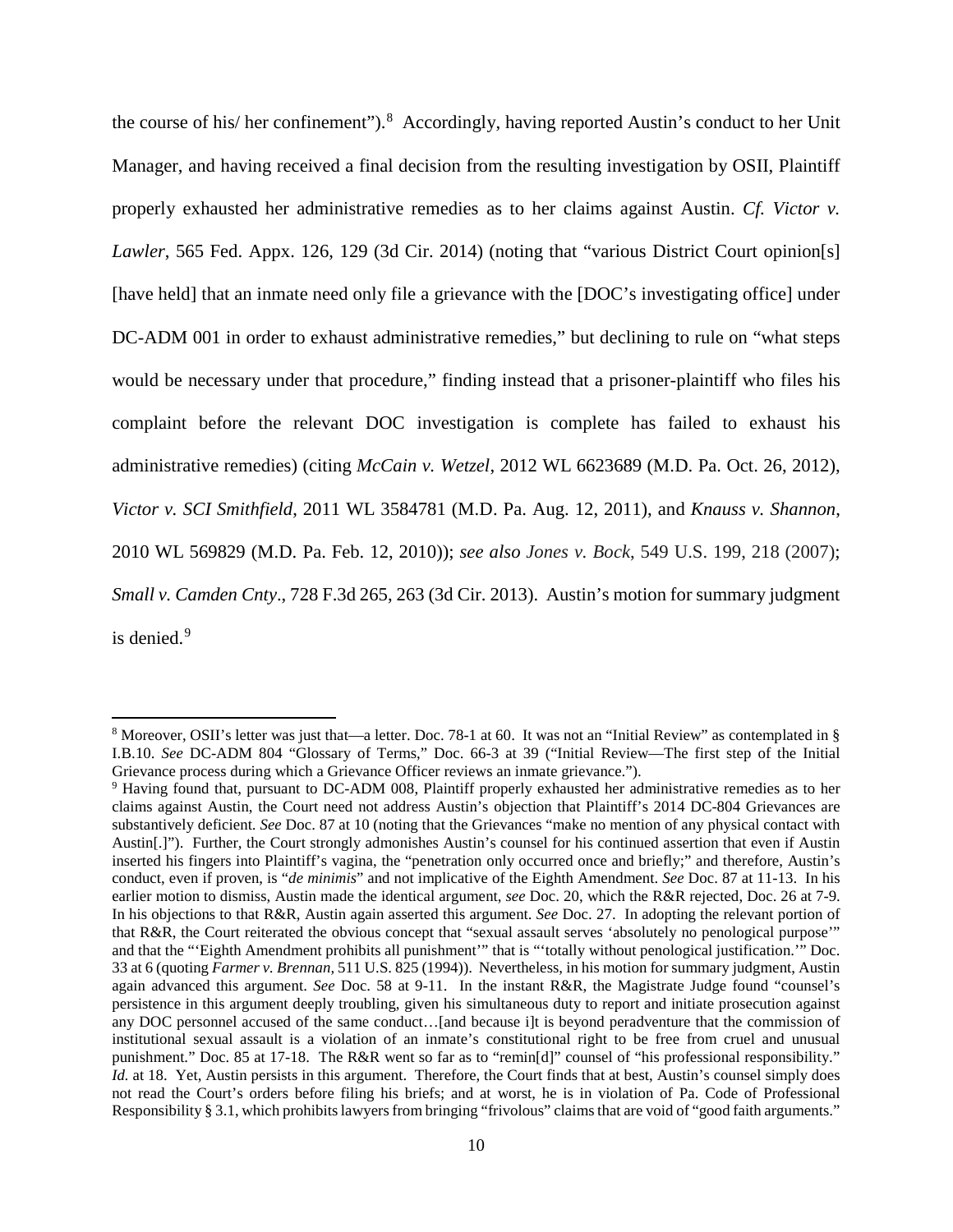the course of his/ her confinement").[8] Accordingly, having reported Austin's conduct to her Unit Manager, and having received a final decision from the resulting investigation by OSII, Plaintiff properly exhausted her administrative remedies as to her claims against Austin. *Cf. Victor v. Lawler*, 565 Fed. Appx. 126, 129 (3d Cir. 2014) (noting that "various District Court opinion[s] [have held] that an inmate need only file a grievance with the [DOC's investigating office] under DC-ADM 001 in order to exhaust administrative remedies," but declining to rule on "what steps would be necessary under that procedure," finding instead that a prisoner-plaintiff who files his complaint before the relevant DOC investigation is complete has failed to exhaust his administrative remedies) (citing *McCain v. Wetzel*, 2012 WL 6623689 (M.D. Pa. Oct. 26, 2012), *Victor v. SCI Smithfield*, 2011 WL 3584781 (M.D. Pa. Aug. 12, 2011), and *Knauss v. Shannon*, 2010 WL 569829 (M.D. Pa. Feb. 12, 2010)); *see also Jones v. Bock*, 549 U.S. 199, 218 (2007); *Small v. Camden Cnty*., 728 F.3d 265, 263 (3d Cir. 2013). Austin's motion for summary judgment is denied.[9]

---

[8] Moreover, OSII's letter was just that—a letter. Doc. 78-1 at 60. It was not an "Initial Review" as contemplated in § I.B.10. *See* DC-ADM 804 "Glossary of Terms," Doc. 66-3 at 39 ("Initial Review—The first step of the Initial Grievance process during which a Grievance Officer reviews an inmate grievance.").

[9] Having found that, pursuant to DC-ADM 008, Plaintiff properly exhausted her administrative remedies as to her claims against Austin, the Court need not address Austin's objection that Plaintiff's 2014 DC-804 Grievances are substantively deficient. *See* Doc. 87 at 10 (noting that the Grievances "make no mention of any physical contact with Austin[.]"). Further, the Court strongly admonishes Austin's counsel for his continued assertion that even if Austin inserted his fingers into Plaintiff's vagina, the "penetration only occurred once and briefly;" and therefore, Austin's conduct, even if proven, is "*de minimis*" and not implicative of the Eighth Amendment. *See* Doc. 87 at 11-13. In his earlier motion to dismiss, Austin made the identical argument, *see* Doc. 20, which the R&R rejected, Doc. 26 at 7-9. In his objections to that R&R, Austin again asserted this argument. *See* Doc. 27. In adopting the relevant portion of that R&R, the Court reiterated the obvious concept that "sexual assault serves 'absolutely no penological purpose'" and that the "'Eighth Amendment prohibits all punishment'" that is "'totally without penological justification.'" Doc. 33 at 6 (quoting *Farmer v. Brennan*, 511 U.S. 825 (1994)). Nevertheless, in his motion for summary judgment, Austin again advanced this argument. *See* Doc. 58 at 9-11. In the instant R&R, the Magistrate Judge found "counsel's persistence in this argument deeply troubling, given his simultaneous duty to report and initiate prosecution against any DOC personnel accused of the same conduct…[and because i]t is beyond peradventure that the commission of institutional sexual assault is a violation of an inmate's constitutional right to be free from cruel and unusual punishment." Doc. 85 at 17-18. The R&R went so far as to "remin[d]" counsel of "his professional responsibility." *Id.* at 18. Yet, Austin persists in this argument. Therefore, the Court finds that at best, Austin's counsel simply does not read the Court's orders before filing his briefs; and at worst, he is in violation of Pa. Code of Professional Responsibility § 3.1, which prohibits lawyers from bringing "frivolous" claims that are void of "good faith arguments."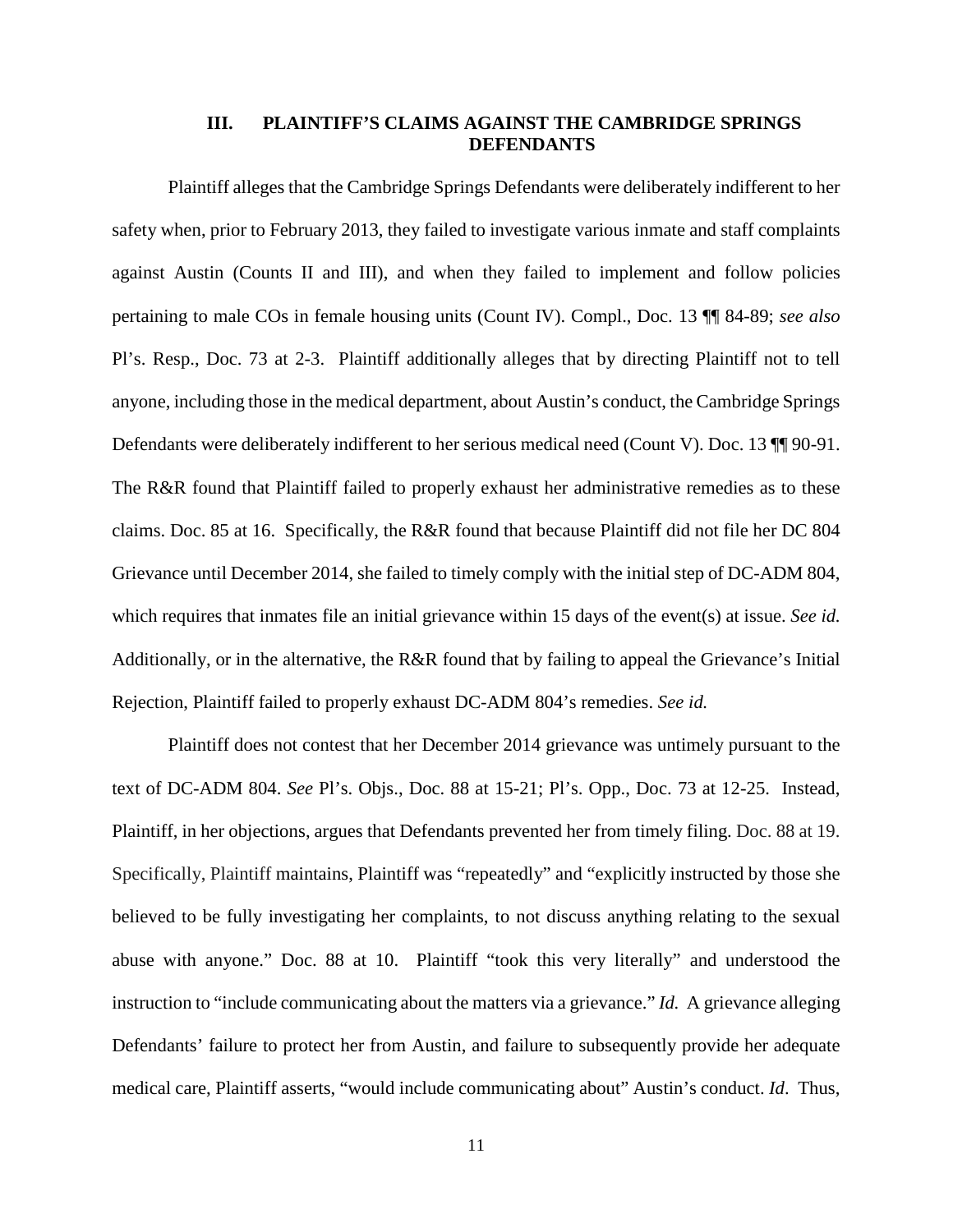## III. PLAINTIFF'S CLAIMS AGAINST THE CAMBRIDGE SPRINGS DEFENDANTS

Plaintiff alleges that the Cambridge Springs Defendants were deliberately indifferent to her safety when, prior to February 2013, they failed to investigate various inmate and staff complaints against Austin (Counts II and III), and when they failed to implement and follow policies pertaining to male COs in female housing units (Count IV). Compl., Doc. 13 ¶¶ 84-89; *see also* Pl's. Resp., Doc. 73 at 2-3. Plaintiff additionally alleges that by directing Plaintiff not to tell anyone, including those in the medical department, about Austin's conduct, the Cambridge Springs Defendants were deliberately indifferent to her serious medical need (Count V). Doc. 13 ¶¶ 90-91. The R&R found that Plaintiff failed to properly exhaust her administrative remedies as to these claims. Doc. 85 at 16. Specifically, the R&R found that because Plaintiff did not file her DC 804 Grievance until December 2014, she failed to timely comply with the initial step of DC-ADM 804, which requires that inmates file an initial grievance within 15 days of the event(s) at issue. *See id.* Additionally, or in the alternative, the R&R found that by failing to appeal the Grievance's Initial Rejection, Plaintiff failed to properly exhaust DC-ADM 804's remedies. *See id.*

Plaintiff does not contest that her December 2014 grievance was untimely pursuant to the text of DC-ADM 804. *See* Pl's. Objs., Doc. 88 at 15-21; Pl's. Opp., Doc. 73 at 12-25. Instead, Plaintiff, in her objections, argues that Defendants prevented her from timely filing. Doc. 88 at 19. Specifically, Plaintiff maintains, Plaintiff was "repeatedly" and "explicitly instructed by those she believed to be fully investigating her complaints, to not discuss anything relating to the sexual abuse with anyone." Doc. 88 at 10. Plaintiff "took this very literally" and understood the instruction to "include communicating about the matters via a grievance." *Id.* A grievance alleging Defendants' failure to protect her from Austin, and failure to subsequently provide her adequate medical care, Plaintiff asserts, "would include communicating about" Austin's conduct. *Id*. Thus,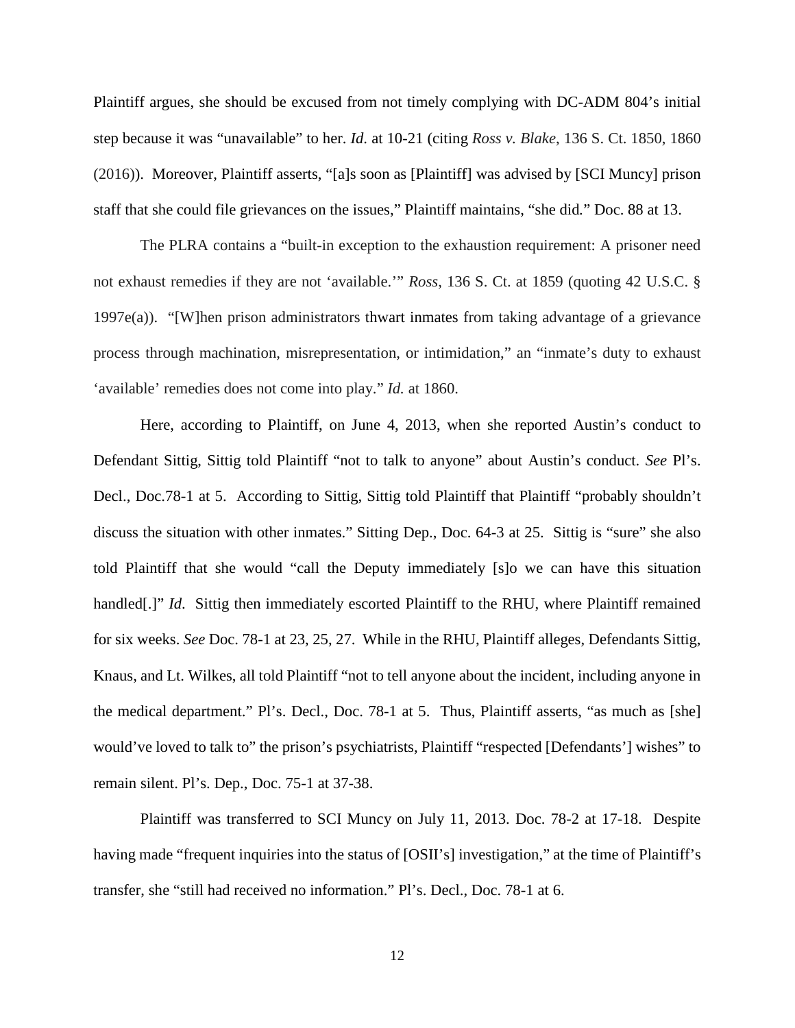Plaintiff argues, she should be excused from not timely complying with DC-ADM 804's initial step because it was "unavailable" to her. *Id.* at 10-21 (citing *Ross v. Blake*, 136 S. Ct. 1850, 1860 (2016)). Moreover, Plaintiff asserts, "[a]s soon as [Plaintiff] was advised by [SCI Muncy] prison staff that she could file grievances on the issues," Plaintiff maintains, "she did." Doc. 88 at 13.

The PLRA contains a "built-in exception to the exhaustion requirement: A prisoner need not exhaust remedies if they are not 'available.'" *Ross*, 136 S. Ct. at 1859 (quoting 42 U.S.C. § 1997e(a)). "[W]hen prison administrators thwart inmates from taking advantage of a grievance process through machination, misrepresentation, or intimidation," an "inmate's duty to exhaust 'available' remedies does not come into play." *Id.* at 1860.

Here, according to Plaintiff, on June 4, 2013, when she reported Austin's conduct to Defendant Sittig, Sittig told Plaintiff "not to talk to anyone" about Austin's conduct. *See* Pl's. Decl., Doc.78-1 at 5. According to Sittig, Sittig told Plaintiff that Plaintiff "probably shouldn't discuss the situation with other inmates." Sitting Dep., Doc. 64-3 at 25. Sittig is "sure" she also told Plaintiff that she would "call the Deputy immediately [s]o we can have this situation handled[.]" *Id*. Sittig then immediately escorted Plaintiff to the RHU, where Plaintiff remained for six weeks. *See* Doc. 78-1 at 23, 25, 27. While in the RHU, Plaintiff alleges, Defendants Sittig, Knaus, and Lt. Wilkes, all told Plaintiff "not to tell anyone about the incident, including anyone in the medical department." Pl's. Decl., Doc. 78-1 at 5. Thus, Plaintiff asserts, "as much as [she] would've loved to talk to" the prison's psychiatrists, Plaintiff "respected [Defendants'] wishes" to remain silent. Pl's. Dep., Doc. 75-1 at 37-38.

Plaintiff was transferred to SCI Muncy on July 11, 2013. Doc. 78-2 at 17-18. Despite having made "frequent inquiries into the status of [OSII's] investigation," at the time of Plaintiff's transfer, she "still had received no information." Pl's. Decl., Doc. 78-1 at 6.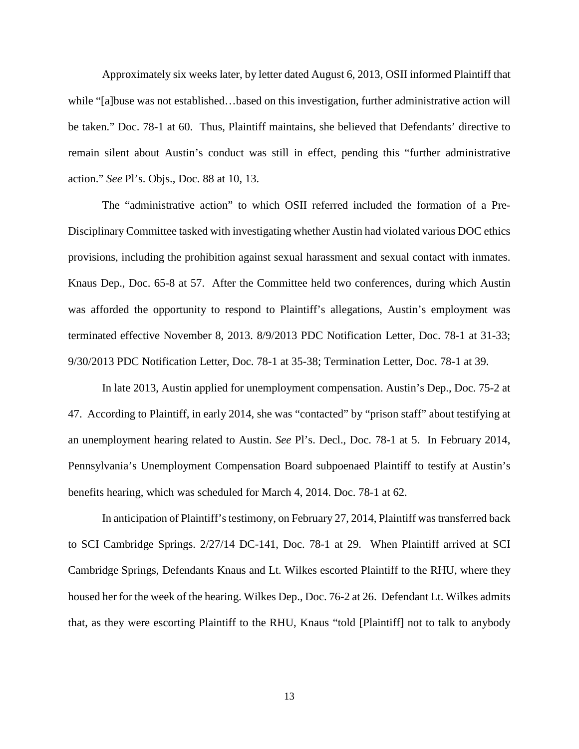Approximately six weeks later, by letter dated August 6, 2013, OSII informed Plaintiff that while "[a]buse was not established…based on this investigation, further administrative action will be taken." Doc. 78-1 at 60. Thus, Plaintiff maintains, she believed that Defendants' directive to remain silent about Austin's conduct was still in effect, pending this "further administrative action." *See* Pl's. Objs., Doc. 88 at 10, 13.

The "administrative action" to which OSII referred included the formation of a Pre-Disciplinary Committee tasked with investigating whether Austin had violated various DOC ethics provisions, including the prohibition against sexual harassment and sexual contact with inmates. Knaus Dep., Doc. 65-8 at 57. After the Committee held two conferences, during which Austin was afforded the opportunity to respond to Plaintiff's allegations, Austin's employment was terminated effective November 8, 2013. 8/9/2013 PDC Notification Letter, Doc. 78-1 at 31-33; 9/30/2013 PDC Notification Letter, Doc. 78-1 at 35-38; Termination Letter, Doc. 78-1 at 39.

In late 2013, Austin applied for unemployment compensation. Austin's Dep., Doc. 75-2 at 47. According to Plaintiff, in early 2014, she was "contacted" by "prison staff" about testifying at an unemployment hearing related to Austin. *See* Pl's. Decl., Doc. 78-1 at 5. In February 2014, Pennsylvania's Unemployment Compensation Board subpoenaed Plaintiff to testify at Austin's benefits hearing, which was scheduled for March 4, 2014. Doc. 78-1 at 62.

In anticipation of Plaintiff's testimony, on February 27, 2014, Plaintiff was transferred back to SCI Cambridge Springs. 2/27/14 DC-141, Doc. 78-1 at 29. When Plaintiff arrived at SCI Cambridge Springs, Defendants Knaus and Lt. Wilkes escorted Plaintiff to the RHU, where they housed her for the week of the hearing. Wilkes Dep., Doc. 76-2 at 26. Defendant Lt. Wilkes admits that, as they were escorting Plaintiff to the RHU, Knaus "told [Plaintiff] not to talk to anybody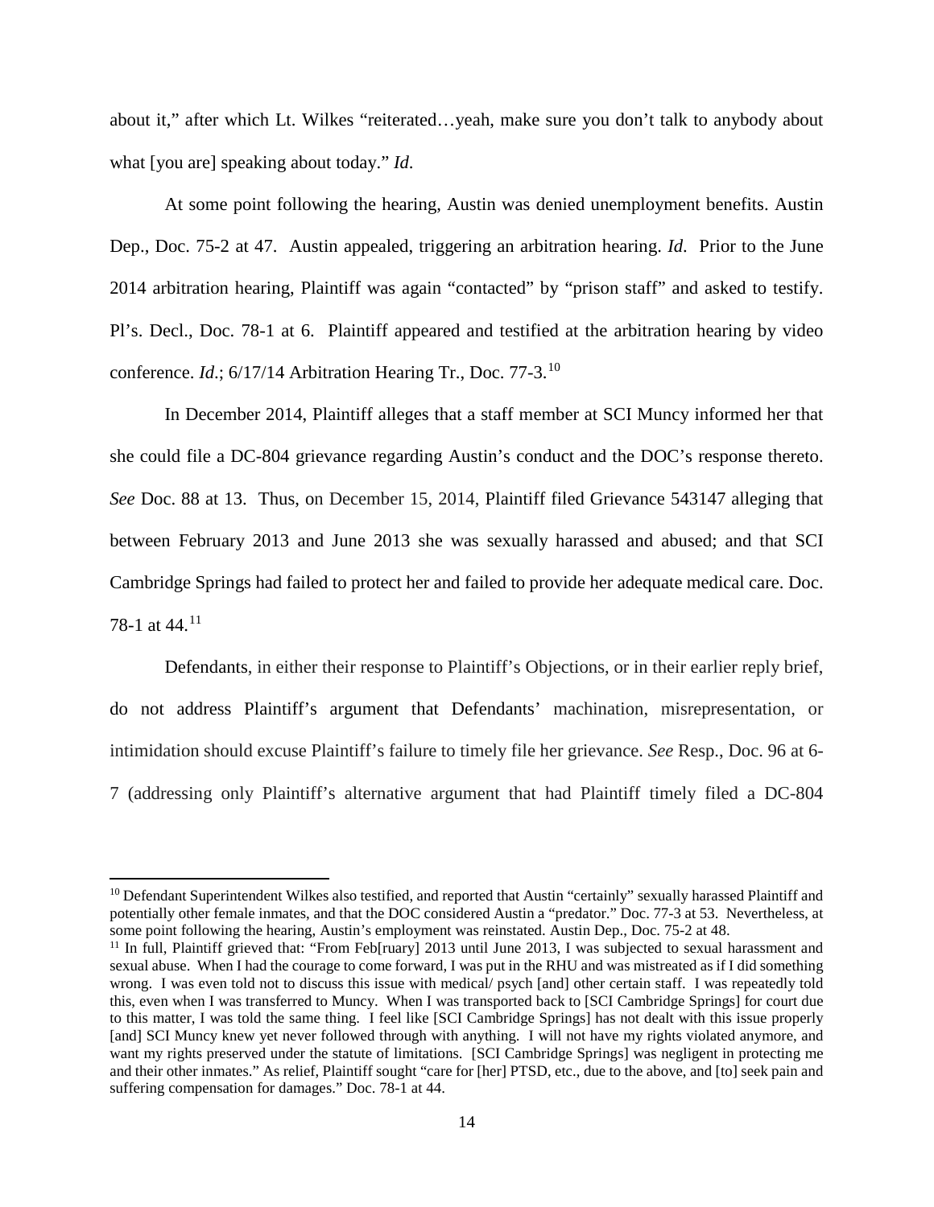about it," after which Lt. Wilkes "reiterated…yeah, make sure you don't talk to anybody about what [you are] speaking about today." *Id*.

At some point following the hearing, Austin was denied unemployment benefits. Austin Dep., Doc. 75-2 at 47. Austin appealed, triggering an arbitration hearing. *Id*. Prior to the June 2014 arbitration hearing, Plaintiff was again "contacted" by "prison staff" and asked to testify. Pl's. Decl., Doc. 78-1 at 6. Plaintiff appeared and testified at the arbitration hearing by video conference. *Id*.; 6/17/14 Arbitration Hearing Tr., Doc. 77-3.[10]

In December 2014, Plaintiff alleges that a staff member at SCI Muncy informed her that she could file a DC-804 grievance regarding Austin's conduct and the DOC's response thereto. *See* Doc. 88 at 13. Thus, on December 15, 2014, Plaintiff filed Grievance 543147 alleging that between February 2013 and June 2013 she was sexually harassed and abused; and that SCI Cambridge Springs had failed to protect her and failed to provide her adequate medical care. Doc. 78-1 at 44.[11]

Defendants, in either their response to Plaintiff's Objections, or in their earlier reply brief, do not address Plaintiff's argument that Defendants' machination, misrepresentation, or intimidation should excuse Plaintiff's failure to timely file her grievance. *See* Resp., Doc. 96 at 6-7 (addressing only Plaintiff's alternative argument that had Plaintiff timely filed a DC-804

---

[10] Defendant Superintendent Wilkes also testified, and reported that Austin "certainly" sexually harassed Plaintiff and potentially other female inmates, and that the DOC considered Austin a "predator." Doc. 77-3 at 53. Nevertheless, at some point following the hearing, Austin's employment was reinstated. Austin Dep., Doc. 75-2 at 48.

[11] In full, Plaintiff grieved that: "From Feb[ruary] 2013 until June 2013, I was subjected to sexual harassment and sexual abuse. When I had the courage to come forward, I was put in the RHU and was mistreated as if I did something wrong. I was even told not to discuss this issue with medical/ psych [and] other certain staff. I was repeatedly told this, even when I was transferred to Muncy. When I was transported back to [SCI Cambridge Springs] for court due to this matter, I was told the same thing. I feel like [SCI Cambridge Springs] has not dealt with this issue properly [and] SCI Muncy knew yet never followed through with anything. I will not have my rights violated anymore, and want my rights preserved under the statute of limitations. [SCI Cambridge Springs] was negligent in protecting me and their other inmates." As relief, Plaintiff sought "care for [her] PTSD, etc., due to the above, and [to] seek pain and suffering compensation for damages." Doc. 78-1 at 44.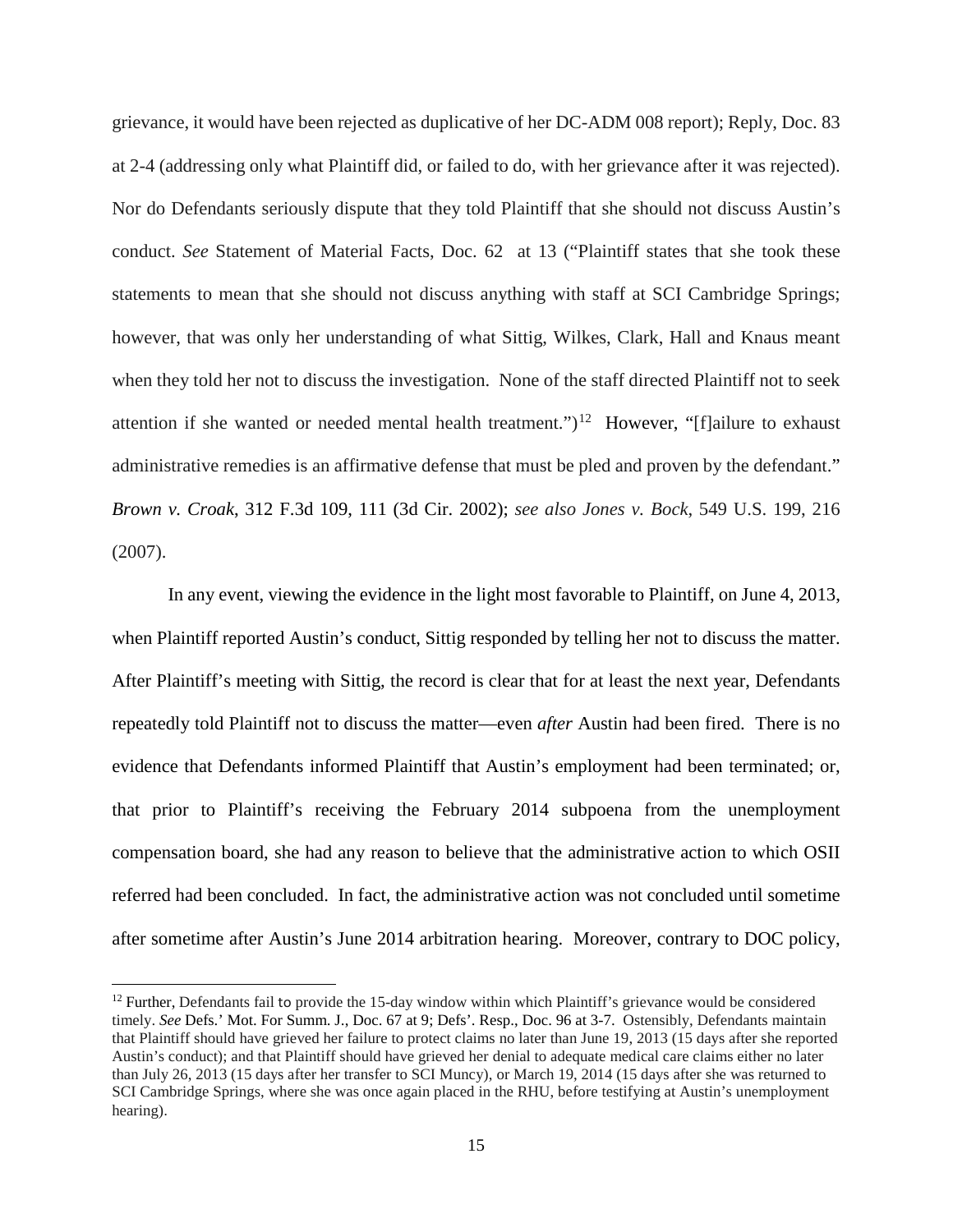grievance, it would have been rejected as duplicative of her DC-ADM 008 report); Reply, Doc. 83 at 2-4 (addressing only what Plaintiff did, or failed to do, with her grievance after it was rejected). Nor do Defendants seriously dispute that they told Plaintiff that she should not discuss Austin's conduct. *See* Statement of Material Facts, Doc. 62 at 13 ("Plaintiff states that she took these statements to mean that she should not discuss anything with staff at SCI Cambridge Springs; however, that was only her understanding of what Sittig, Wilkes, Clark, Hall and Knaus meant when they told her not to discuss the investigation. None of the staff directed Plaintiff not to seek attention if she wanted or needed mental health treatment.")[12] However, "[f]ailure to exhaust administrative remedies is an affirmative defense that must be pled and proven by the defendant." *Brown v. Croak*, 312 F.3d 109, 111 (3d Cir. 2002); *see also Jones v. Bock*, 549 U.S. 199, 216 (2007).

In any event, viewing the evidence in the light most favorable to Plaintiff, on June 4, 2013, when Plaintiff reported Austin's conduct, Sittig responded by telling her not to discuss the matter. After Plaintiff's meeting with Sittig, the record is clear that for at least the next year, Defendants repeatedly told Plaintiff not to discuss the matter—even *after* Austin had been fired. There is no evidence that Defendants informed Plaintiff that Austin's employment had been terminated; or, that prior to Plaintiff's receiving the February 2014 subpoena from the unemployment compensation board, she had any reason to believe that the administrative action to which OSII referred had been concluded. In fact, the administrative action was not concluded until sometime after sometime after Austin's June 2014 arbitration hearing. Moreover, contrary to DOC policy,

[12] Further, Defendants fail to provide the 15-day window within which Plaintiff's grievance would be considered timely. *See* Defs.' Mot. For Summ. J., Doc. 67 at 9; Defs'. Resp., Doc. 96 at 3-7. Ostensibly, Defendants maintain that Plaintiff should have grieved her failure to protect claims no later than June 19, 2013 (15 days after she reported Austin's conduct); and that Plaintiff should have grieved her denial to adequate medical care claims either no later than July 26, 2013 (15 days after her transfer to SCI Muncy), or March 19, 2014 (15 days after she was returned to SCI Cambridge Springs, where she was once again placed in the RHU, before testifying at Austin's unemployment hearing).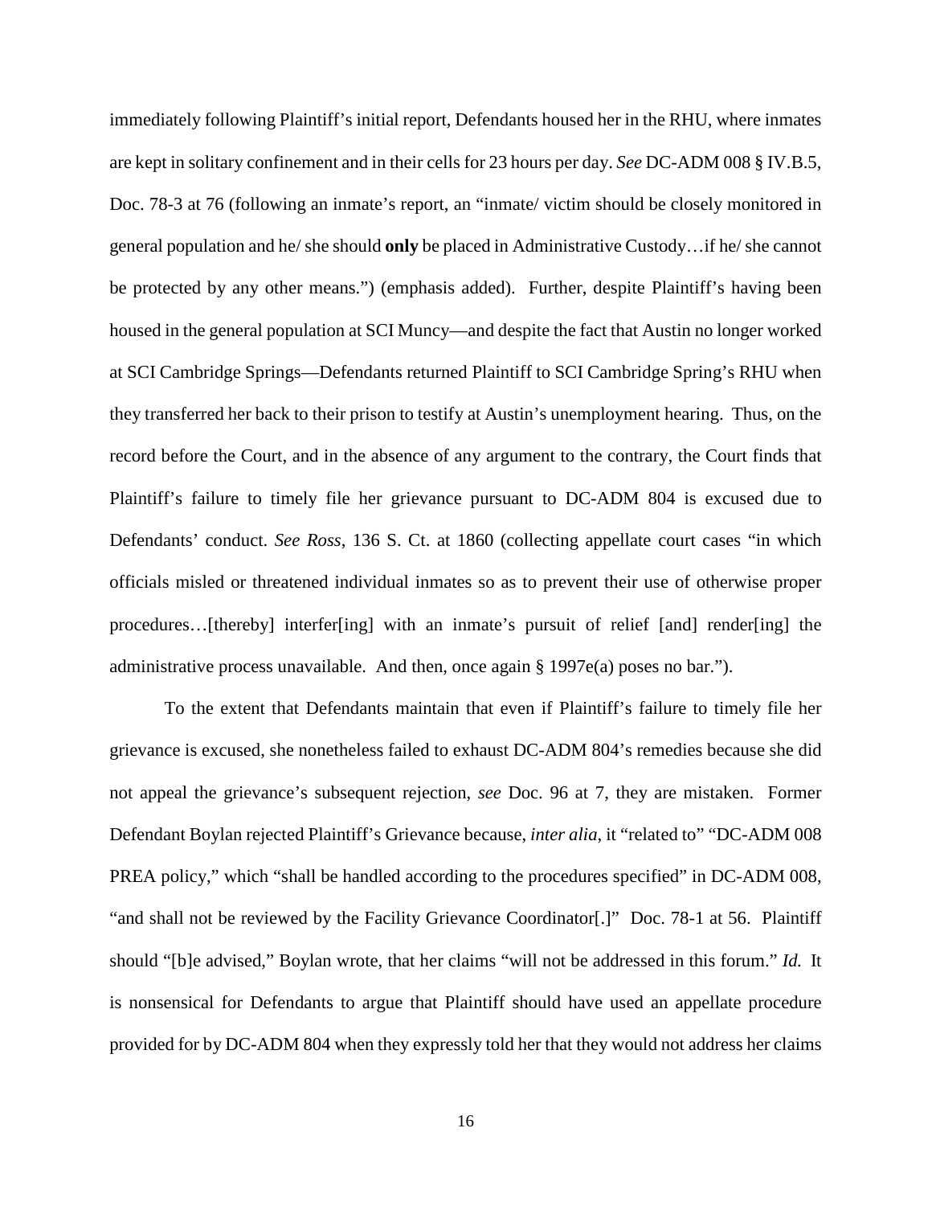immediately following Plaintiff's initial report, Defendants housed her in the RHU, where inmates are kept in solitary confinement and in their cells for 23 hours per day. *See* DC-ADM 008 § IV.B.5, Doc. 78-3 at 76 (following an inmate's report, an "inmate/ victim should be closely monitored in general population and he/ she should **only** be placed in Administrative Custody…if he/ she cannot be protected by any other means.") (emphasis added). Further, despite Plaintiff's having been housed in the general population at SCI Muncy—and despite the fact that Austin no longer worked at SCI Cambridge Springs—Defendants returned Plaintiff to SCI Cambridge Spring's RHU when they transferred her back to their prison to testify at Austin's unemployment hearing. Thus, on the record before the Court, and in the absence of any argument to the contrary, the Court finds that Plaintiff's failure to timely file her grievance pursuant to DC-ADM 804 is excused due to Defendants' conduct. *See Ross*, 136 S. Ct. at 1860 (collecting appellate court cases "in which officials misled or threatened individual inmates so as to prevent their use of otherwise proper procedures…[thereby] interfer[ing] with an inmate's pursuit of relief [and] render[ing] the administrative process unavailable. And then, once again § 1997e(a) poses no bar.").

To the extent that Defendants maintain that even if Plaintiff's failure to timely file her grievance is excused, she nonetheless failed to exhaust DC-ADM 804's remedies because she did not appeal the grievance's subsequent rejection, *see* Doc. 96 at 7, they are mistaken. Former Defendant Boylan rejected Plaintiff's Grievance because, *inter alia*, it "related to" "DC-ADM 008 PREA policy," which "shall be handled according to the procedures specified" in DC-ADM 008, "and shall not be reviewed by the Facility Grievance Coordinator[.]" Doc. 78-1 at 56. Plaintiff should "[b]e advised," Boylan wrote, that her claims "will not be addressed in this forum." *Id.* It is nonsensical for Defendants to argue that Plaintiff should have used an appellate procedure provided for by DC-ADM 804 when they expressly told her that they would not address her claims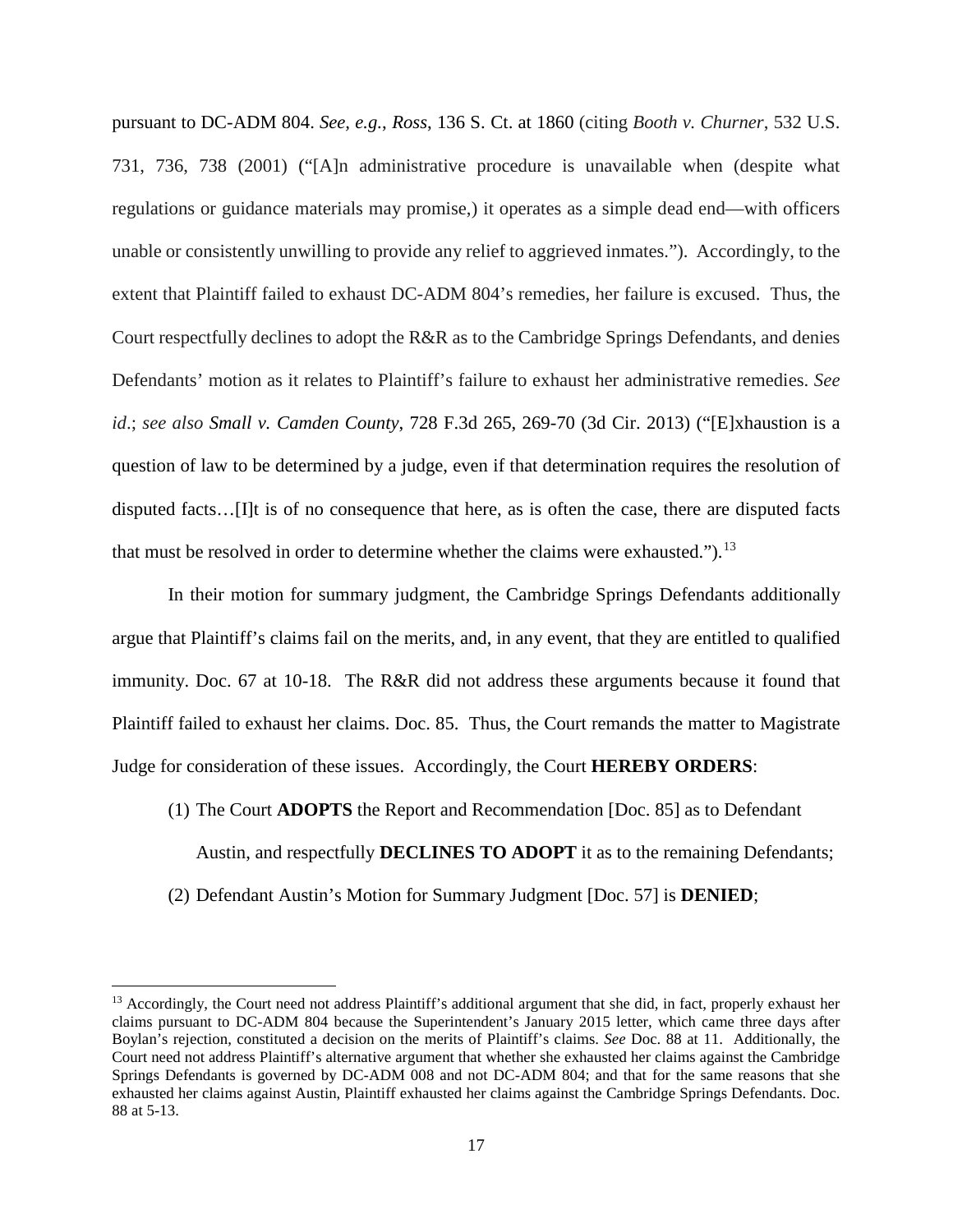pursuant to DC-ADM 804. *See, e.g.*, *Ross*, 136 S. Ct. at 1860 (citing *Booth v. Churner*, 532 U.S. 731, 736, 738 (2001) ("[A]n administrative procedure is unavailable when (despite what regulations or guidance materials may promise,) it operates as a simple dead end—with officers unable or consistently unwilling to provide any relief to aggrieved inmates."). Accordingly, to the extent that Plaintiff failed to exhaust DC-ADM 804's remedies, her failure is excused. Thus, the Court respectfully declines to adopt the R&R as to the Cambridge Springs Defendants, and denies Defendants' motion as it relates to Plaintiff's failure to exhaust her administrative remedies. *See id*.; *see also Small v. Camden County*, 728 F.3d 265, 269-70 (3d Cir. 2013) ("[E]xhaustion is a question of law to be determined by a judge, even if that determination requires the resolution of disputed facts…[I]t is of no consequence that here, as is often the case, there are disputed facts that must be resolved in order to determine whether the claims were exhausted.").[13]

In their motion for summary judgment, the Cambridge Springs Defendants additionally argue that Plaintiff's claims fail on the merits, and, in any event, that they are entitled to qualified immunity. Doc. 67 at 10-18. The R&R did not address these arguments because it found that Plaintiff failed to exhaust her claims. Doc. 85. Thus, the Court remands the matter to Magistrate Judge for consideration of these issues. Accordingly, the Court **HEREBY ORDERS**:

(1) The Court **ADOPTS** the Report and Recommendation [Doc. 85] as to Defendant Austin, and respectfully **DECLINES TO ADOPT** it as to the remaining Defendants;

(2) Defendant Austin's Motion for Summary Judgment [Doc. 57] is **DENIED**;

---

[13] Accordingly, the Court need not address Plaintiff's additional argument that she did, in fact, properly exhaust her claims pursuant to DC-ADM 804 because the Superintendent's January 2015 letter, which came three days after Boylan's rejection, constituted a decision on the merits of Plaintiff's claims. *See* Doc. 88 at 11. Additionally, the Court need not address Plaintiff's alternative argument that whether she exhausted her claims against the Cambridge Springs Defendants is governed by DC-ADM 008 and not DC-ADM 804; and that for the same reasons that she exhausted her claims against Austin, Plaintiff exhausted her claims against the Cambridge Springs Defendants. Doc. 88 at 5-13.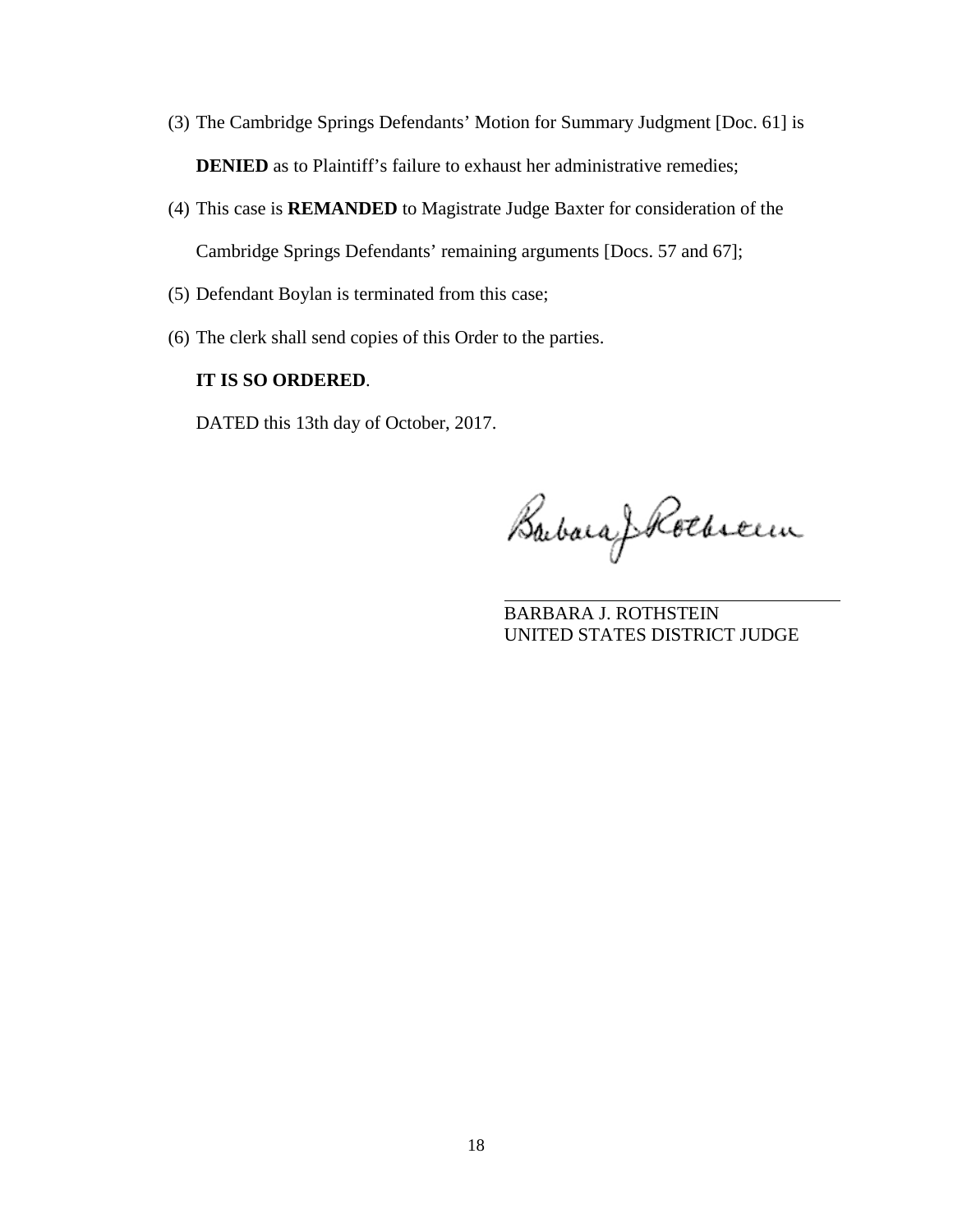(3) The Cambridge Springs Defendants' Motion for Summary Judgment [Doc. 61] is **DENIED** as to Plaintiff's failure to exhaust her administrative remedies;

(4) This case is **REMANDED** to Magistrate Judge Baxter for consideration of the Cambridge Springs Defendants' remaining arguments [Docs. 57 and 67];

(5) Defendant Boylan is terminated from this case;

(6) The clerk shall send copies of this Order to the parties.

**IT IS SO ORDERED**.

DATED this 13th day of October, 2017.

Barbara J. Rothstein

BARBARA J. ROTHSTEIN
UNITED STATES DISTRICT JUDGE